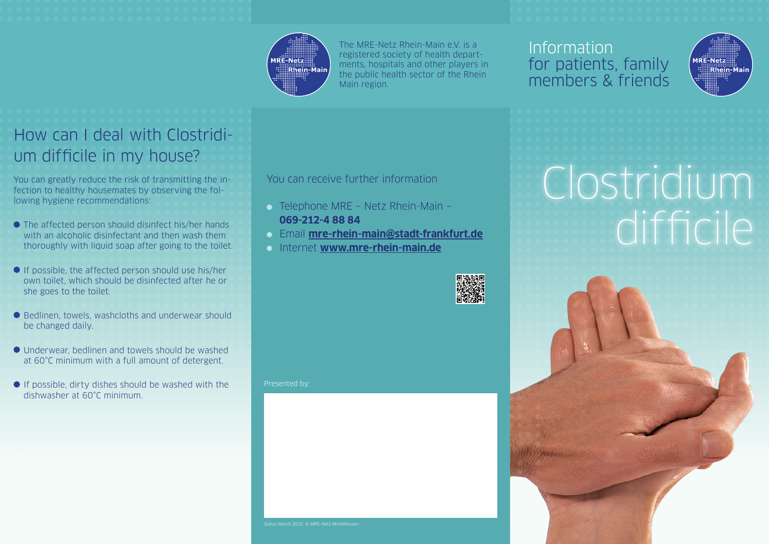# Clostridium difficile

## Information for patients, family members & friends

MRE-Netz Rhein-Main

The MRE-Netz Rhein-Main e.V. is a registered society of health departments, hospitals and other players in the public health sector of the Rhein Main region.

## How can I deal with Clostridium difficile in my house?

You can greatly reduce the risk of transmitting the infection to healthy housemates by observing the following hygiene recommendations:

- The affected person should disinfect his/her hands with an alcoholic disinfectant and then wash them thoroughly with liquid soap after going to the toilet.
- If possible, the affected person should use his/her own toilet, which should be disinfected after he or she goes to the toilet.
- Bedlinen, towels, washcloths and underwear should be changed daily.
- Underwear, bedlinen and towels should be washed at 60°C minimum with a full amount of detergent.
- If possible, dirty dishes should be washed with the dishwasher at 60°C minimum.

## You can receive further information

- Telephone MRE – Netz Rhein-Main – **069-212-4 88 84**
- Email **mre-rhein-main@stadt-frankfurt.de**
- Internet **www.mre-rhein-main.de**

Presented by:

Status March 2015. © MRE-Netz Mittelhessen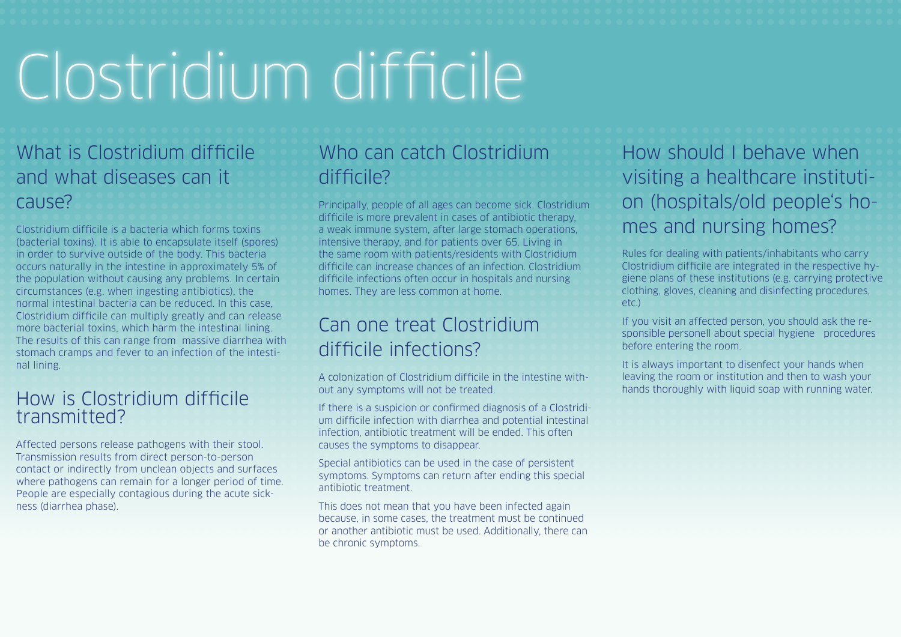# Clostridium difficile

## What is Clostridium difficile and what diseases can it cause?

Clostridium difficile is a bacteria which forms toxins (bacterial toxins). It is able to encapsulate itself (spores) in order to survive outside of the body. This bacteria occurs naturally in the intestine in approximately 5% of the population without causing any problems. In certain circumstances (e.g. when ingesting antibiotics), the normal intestinal bacteria can be reduced. In this case, Clostridium difficile can multiply greatly and can release more bacterial toxins, which harm the intestinal lining. The results of this can range from massive diarrhea with stomach cramps and fever to an infection of the intestinal lining.

## How is Clostridium difficile transmitted?

Affected persons release pathogens with their stool. Transmission results from direct person-to-person contact or indirectly from unclean objects and surfaces where pathogens can remain for a longer period of time. People are especially contagious during the acute sickness (diarrhea phase).

## Who can catch Clostridium difficile?

Principally, people of all ages can become sick. Clostridium difficile is more prevalent in cases of antibiotic therapy, a weak immune system, after large stomach operations, intensive therapy, and for patients over 65. Living in the same room with patients/residents with Clostridium difficile can increase chances of an infection. Clostridium difficile infections often occur in hospitals and nursing homes. They are less common at home.

## Can one treat Clostridium difficile infections?

A colonization of Clostridium difficile in the intestine without any symptoms will not be treated.

If there is a suspicion or confirmed diagnosis of a Clostridium difficile infection with diarrhea and potential intestinal infection, antibiotic treatment will be ended. This often causes the symptoms to disappear.

Special antibiotics can be used in the case of persistent symptoms. Symptoms can return after ending this special antibiotic treatment.

This does not mean that you have been infected again because, in some cases, the treatment must be continued or another antibiotic must be used. Additionally, there can be chronic symptoms.

## How should I behave when visiting a healthcare institution (hospitals/old people's homes and nursing homes?

Rules for dealing with patients/inhabitants who carry Clostridium difficile are integrated in the respective hygiene plans of these institutions (e.g. carrying protective clothing, gloves, cleaning and disinfecting procedures, etc.)

If you visit an affected person, you should ask the responsible personell about special hygiene procedures before entering the room.

It is always important to disenfect your hands when leaving the room or institution and then to wash your hands thoroughly with liquid soap with running water.